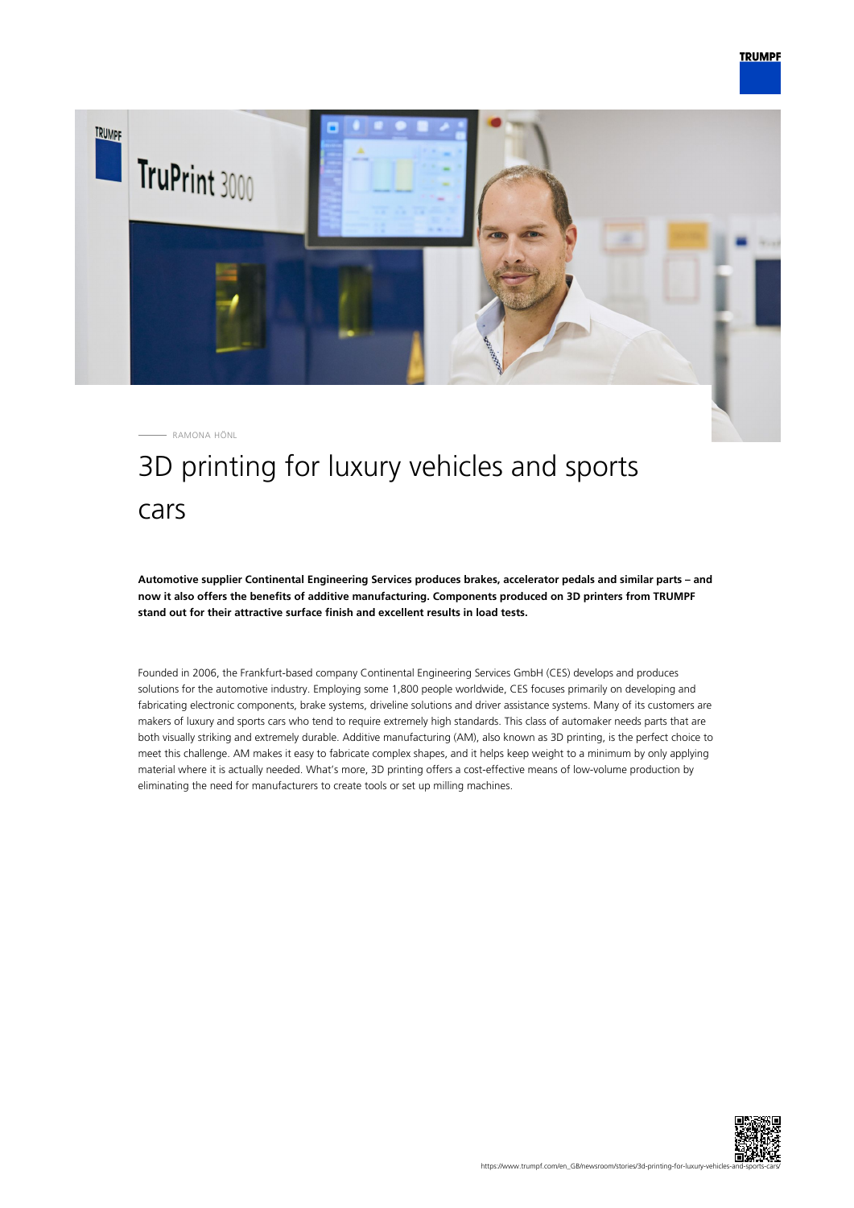RAMONA HÖNL

# 3D printing for luxury vehicles and sports cars

**Automotive supplier Continental Engineering Services produces brakes, accelerator pedals and similar parts – and now it also offers the benefits of additive manufacturing. Components produced on 3D printers from TRUMPF stand out for their attractive surface finish and excellent results in load tests.**

Founded in 2006, the Frankfurt-based company Continental Engineering Services GmbH (CES) develops and produces solutions for the automotive industry. Employing some 1,800 people worldwide, CES focuses primarily on developing and fabricating electronic components, brake systems, driveline solutions and driver assistance systems. Many of its customers are makers of luxury and sports cars who tend to require extremely high standards. This class of automaker needs parts that are both visually striking and extremely durable. Additive manufacturing (AM), also known as 3D printing, is the perfect choice to meet this challenge. AM makes it easy to fabricate complex shapes, and it helps keep weight to a minimum by only applying material where it is actually needed. What's more, 3D printing offers a cost-effective means of low-volume production by eliminating the need for manufacturers to create tools or set up milling machines.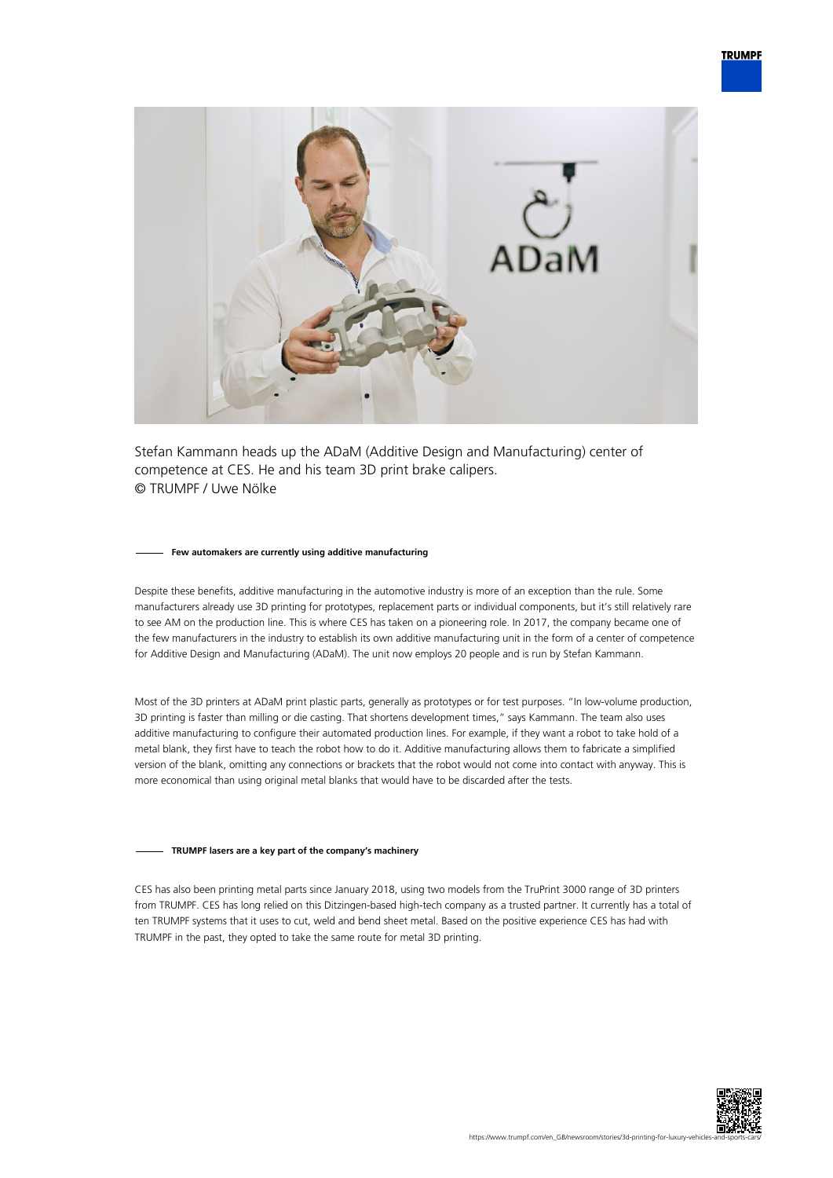Stefan Kammann heads up the ADaM (Additive Design and Manufacturing) center of competence at CES. He and his team 3D print brake calipers.
© TRUMPF / Uwe Nölke

### Few automakers are currently using additive manufacturing

Despite these benefits, additive manufacturing in the automotive industry is more of an exception than the rule. Some manufacturers already use 3D printing for prototypes, replacement parts or individual components, but it's still relatively rare to see AM on the production line. This is where CES has taken on a pioneering role. In 2017, the company became one of the few manufacturers in the industry to establish its own additive manufacturing unit in the form of a center of competence for Additive Design and Manufacturing (ADaM). The unit now employs 20 people and is run by Stefan Kammann.

Most of the 3D printers at ADaM print plastic parts, generally as prototypes or for test purposes. "In low-volume production, 3D printing is faster than milling or die casting. That shortens development times," says Kammann. The team also uses additive manufacturing to configure their automated production lines. For example, if they want a robot to take hold of a metal blank, they first have to teach the robot how to do it. Additive manufacturing allows them to fabricate a simplified version of the blank, omitting any connections or brackets that the robot would not come into contact with anyway. This is more economical than using original metal blanks that would have to be discarded after the tests.

### TRUMPF lasers are a key part of the company's machinery

CES has also been printing metal parts since January 2018, using two models from the TruPrint 3000 range of 3D printers from TRUMPF. CES has long relied on this Ditzingen-based high-tech company as a trusted partner. It currently has a total of ten TRUMPF systems that it uses to cut, weld and bend sheet metal. Based on the positive experience CES has had with TRUMPF in the past, they opted to take the same route for metal 3D printing.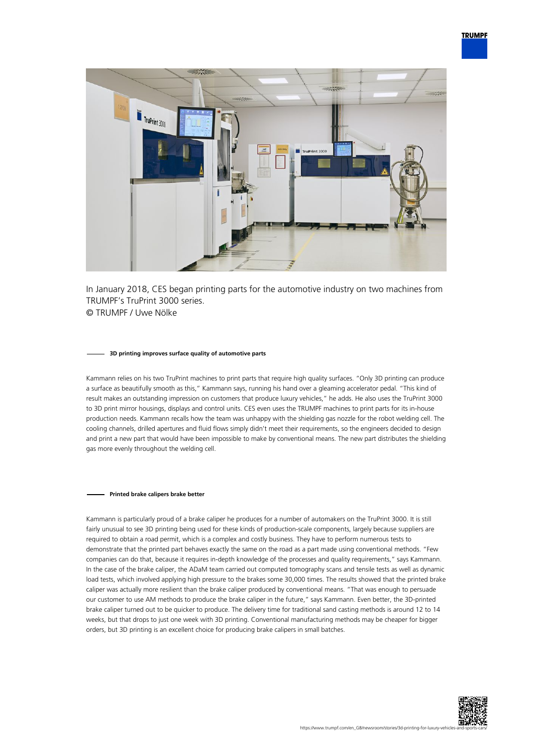In January 2018, CES began printing parts for the automotive industry on two machines from TRUMPF's TruPrint 3000 series.
© TRUMPF / Uwe Nölke

## 3D printing improves surface quality of automotive parts

Kammann relies on his two TruPrint machines to print parts that require high quality surfaces. "Only 3D printing can produce a surface as beautifully smooth as this," Kammann says, running his hand over a gleaming accelerator pedal. "This kind of result makes an outstanding impression on customers that produce luxury vehicles," he adds. He also uses the TruPrint 3000 to 3D print mirror housings, displays and control units. CES even uses the TRUMPF machines to print parts for its in-house production needs. Kammann recalls how the team was unhappy with the shielding gas nozzle for the robot welding cell. The cooling channels, drilled apertures and fluid flows simply didn't meet their requirements, so the engineers decided to design and print a new part that would have been impossible to make by conventional means. The new part distributes the shielding gas more evenly throughout the welding cell.

## Printed brake calipers brake better

Kammann is particularly proud of a brake caliper he produces for a number of automakers on the TruPrint 3000. It is still fairly unusual to see 3D printing being used for these kinds of production-scale components, largely because suppliers are required to obtain a road permit, which is a complex and costly business. They have to perform numerous tests to demonstrate that the printed part behaves exactly the same on the road as a part made using conventional methods. "Few companies can do that, because it requires in-depth knowledge of the processes and quality requirements," says Kammann. In the case of the brake caliper, the ADaM team carried out computed tomography scans and tensile tests as well as dynamic load tests, which involved applying high pressure to the brakes some 30,000 times. The results showed that the printed brake caliper was actually more resilient than the brake caliper produced by conventional means. "That was enough to persuade our customer to use AM methods to produce the brake caliper in the future," says Kammann. Even better, the 3D-printed brake caliper turned out to be quicker to produce. The delivery time for traditional sand casting methods is around 12 to 14 weeks, but that drops to just one week with 3D printing. Conventional manufacturing methods may be cheaper for bigger orders, but 3D printing is an excellent choice for producing brake calipers in small batches.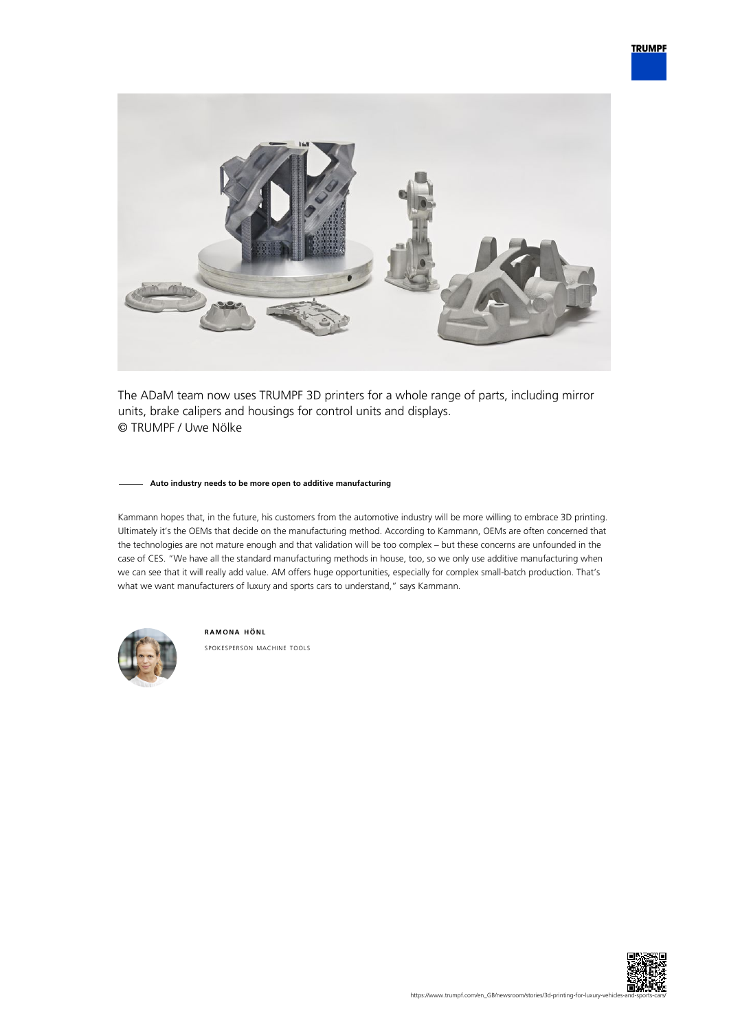The ADaM team now uses TRUMPF 3D printers for a whole range of parts, including mirror units, brake calipers and housings for control units and displays.
© TRUMPF / Uwe Nölke

## Auto industry needs to be more open to additive manufacturing

Kammann hopes that, in the future, his customers from the automotive industry will be more willing to embrace 3D printing. Ultimately it's the OEMs that decide on the manufacturing method. According to Kammann, OEMs are often concerned that the technologies are not mature enough and that validation will be too complex – but these concerns are unfounded in the case of CES. "We have all the standard manufacturing methods in house, too, so we only use additive manufacturing when we can see that it will really add value. AM offers huge opportunities, especially for complex small-batch production. That's what we want manufacturers of luxury and sports cars to understand," says Kammann.

**RAMONA HÖNL**

SPOKESPERSON MACHINE TOOLS

https://www.trumpf.com/en_GB/newsroom/stories/3d-printing-for-luxury-vehicles-and-sports-cars/